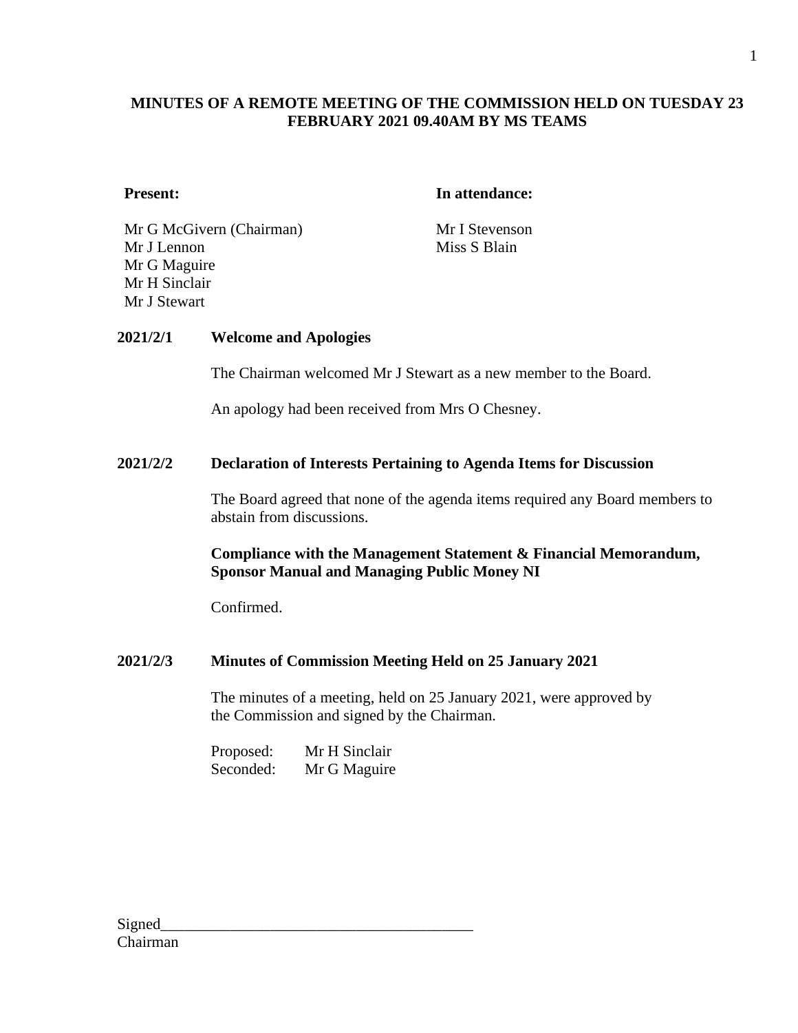# MINUTES OF A REMOTE MEETING OF THE COMMISSION HELD ON TUESDAY 23 FEBRUARY 2021 09.40AM BY MS TEAMS

**Present:**

Mr G McGivern (Chairman)
Mr J Lennon
Mr G Maguire
Mr H Sinclair
Mr J Stewart

**In attendance:**

Mr I Stevenson
Miss S Blain

**2021/2/1 Welcome and Apologies**

The Chairman welcomed Mr J Stewart as a new member to the Board.

An apology had been received from Mrs O Chesney.

**2021/2/2 Declaration of Interests Pertaining to Agenda Items for Discussion**

The Board agreed that none of the agenda items required any Board members to abstain from discussions.

**Compliance with the Management Statement & Financial Memorandum, Sponsor Manual and Managing Public Money NI**

Confirmed.

**2021/2/3 Minutes of Commission Meeting Held on 25 January 2021**

The minutes of a meeting, held on 25 January 2021, were approved by the Commission and signed by the Chairman.

Proposed: Mr H Sinclair
Seconded: Mr G Maguire

Signed_________________________________________
Chairman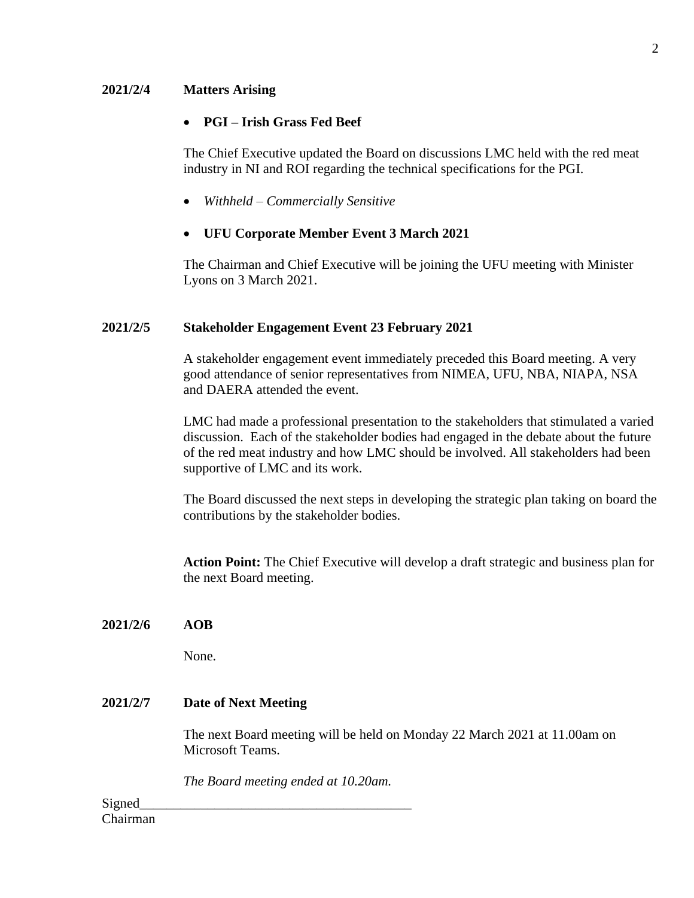**2021/2/4 Matters Arising**

- **PGI – Irish Grass Fed Beef**

The Chief Executive updated the Board on discussions LMC held with the red meat industry in NI and ROI regarding the technical specifications for the PGI.

- *Withheld – Commercially Sensitive*

- **UFU Corporate Member Event 3 March 2021**

The Chairman and Chief Executive will be joining the UFU meeting with Minister Lyons on 3 March 2021.

**2021/2/5 Stakeholder Engagement Event 23 February 2021**

A stakeholder engagement event immediately preceded this Board meeting. A very good attendance of senior representatives from NIMEA, UFU, NBA, NIAPA, NSA and DAERA attended the event.

LMC had made a professional presentation to the stakeholders that stimulated a varied discussion. Each of the stakeholder bodies had engaged in the debate about the future of the red meat industry and how LMC should be involved. All stakeholders had been supportive of LMC and its work.

The Board discussed the next steps in developing the strategic plan taking on board the contributions by the stakeholder bodies.

**Action Point:** The Chief Executive will develop a draft strategic and business plan for the next Board meeting.

**2021/2/6 AOB**

None.

**2021/2/7 Date of Next Meeting**

The next Board meeting will be held on Monday 22 March 2021 at 11.00am on Microsoft Teams.

*The Board meeting ended at 10.20am.*

Signed________________________________________
Chairman